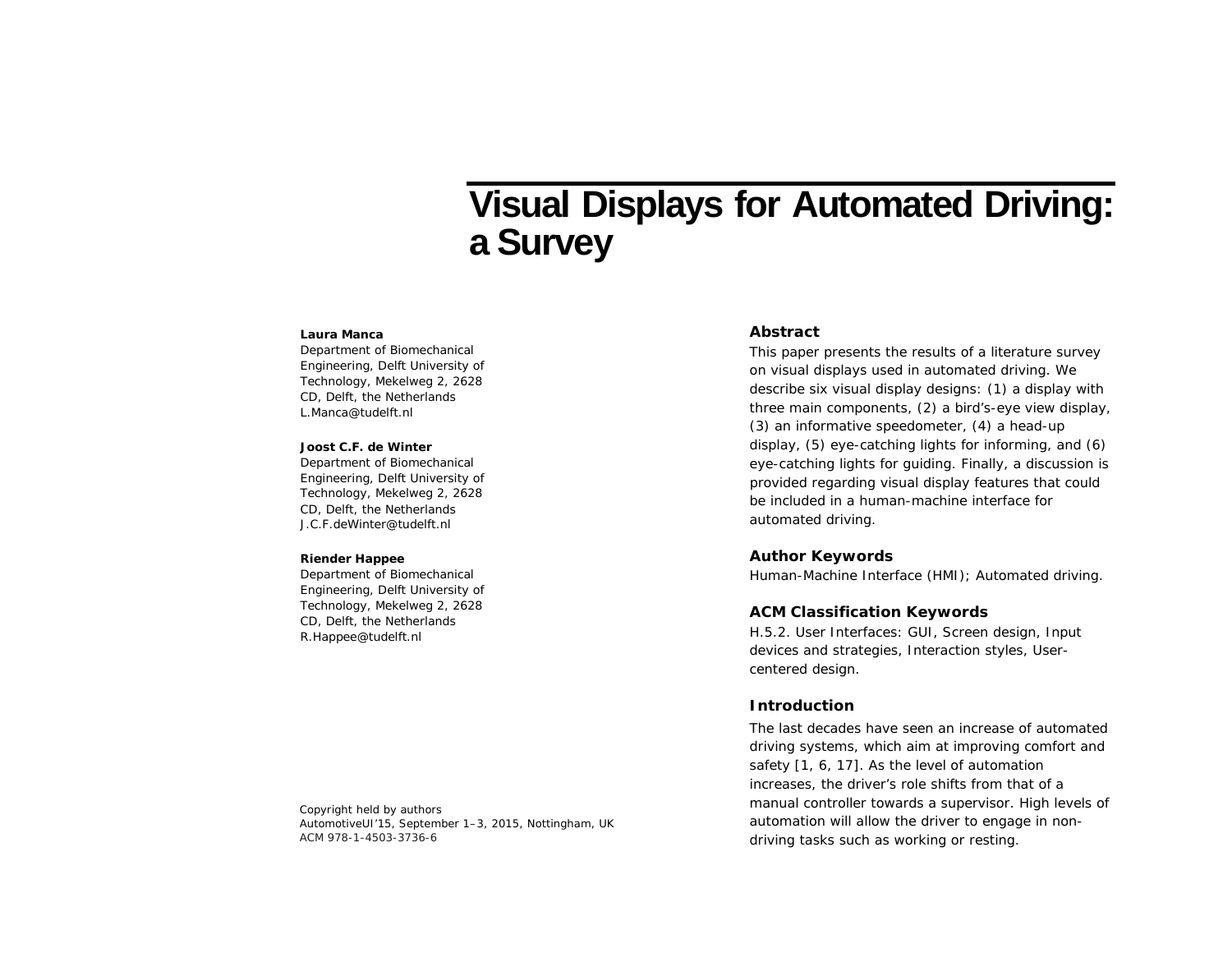# Visual Displays for Automated Driving: a Survey

**Laura Manca**
Department of Biomechanical Engineering, Delft University of Technology, Mekelweg 2, 2628 CD, Delft, the Netherlands
L.Manca@tudelft.nl

**Joost C.F. de Winter**
Department of Biomechanical Engineering, Delft University of Technology, Mekelweg 2, 2628 CD, Delft, the Netherlands
J.C.F.deWinter@tudelft.nl

**Riender Happee**
Department of Biomechanical Engineering, Delft University of Technology, Mekelweg 2, 2628 CD, Delft, the Netherlands
R.Happee@tudelft.nl

Copyright held by authors
AutomotiveUI'15, September 1–3, 2015, Nottingham, UK
ACM 978-1-4503-3736-6

## Abstract

This paper presents the results of a literature survey on visual displays used in automated driving. We describe six visual display designs: (1) a display with three main components, (2) a bird's-eye view display, (3) an informative speedometer, (4) a head-up display, (5) eye-catching lights for informing, and (6) eye-catching lights for guiding. Finally, a discussion is provided regarding visual display features that could be included in a human-machine interface for automated driving.

## Author Keywords

Human-Machine Interface (HMI); Automated driving.

## ACM Classification Keywords

H.5.2. User Interfaces: GUI, Screen design, Input devices and strategies, Interaction styles, User-centered design.

## Introduction

The last decades have seen an increase of automated driving systems, which aim at improving comfort and safety [1, 6, 17]. As the level of automation increases, the driver's role shifts from that of a manual controller towards a supervisor. High levels of automation will allow the driver to engage in non-driving tasks such as working or resting.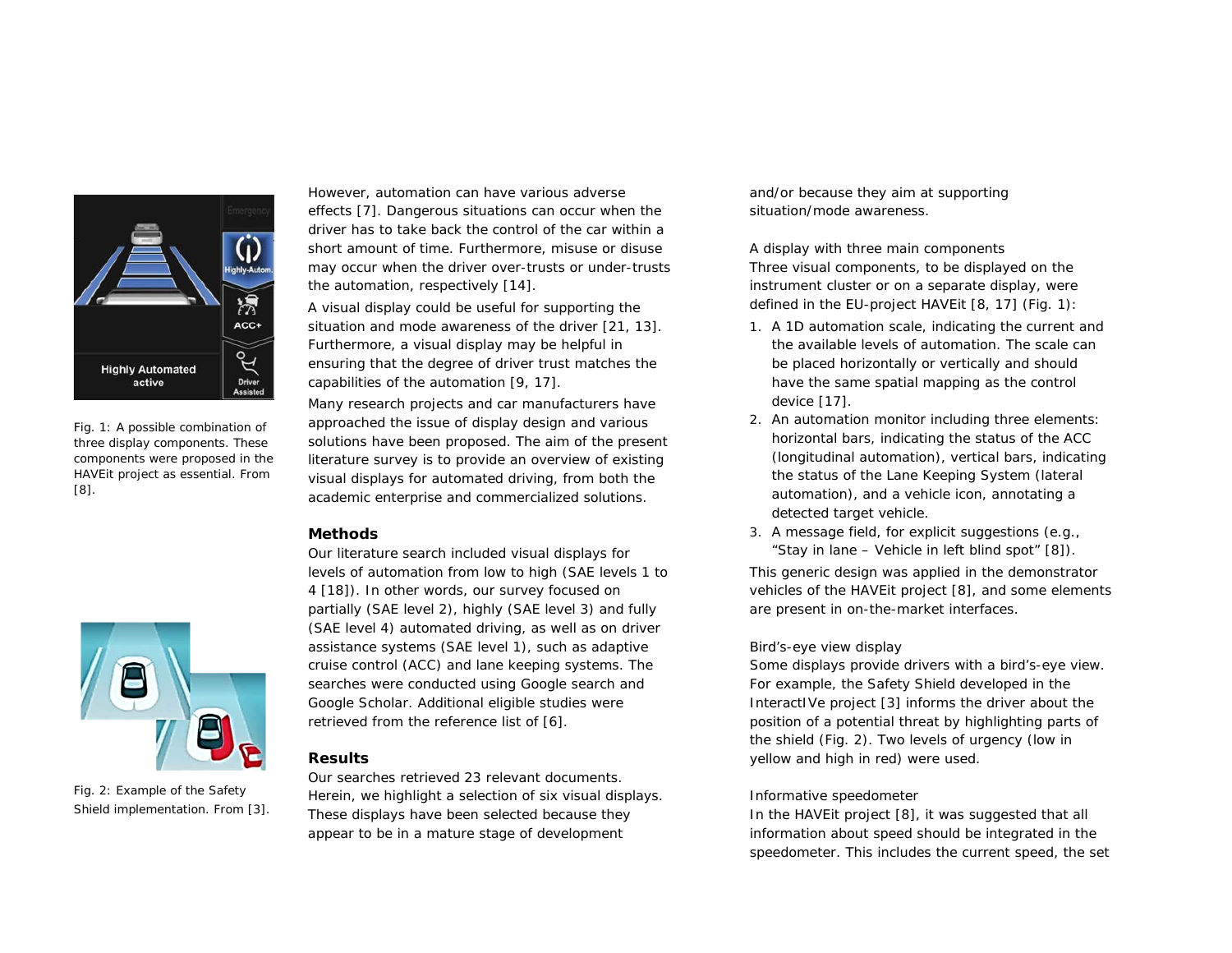Fig. 1: A possible combination of three display components. These components were proposed in the HAVEit project as essential. From [8].

Fig. 2: Example of the Safety Shield implementation. From [3].

However, automation can have various adverse effects [7]. Dangerous situations can occur when the driver has to take back the control of the car within a short amount of time. Furthermore, misuse or disuse may occur when the driver over-trusts or under-trusts the automation, respectively [14].

A visual display could be useful for supporting the situation and mode awareness of the driver [21, 13]. Furthermore, a visual display may be helpful in ensuring that the degree of driver trust matches the capabilities of the automation [9, 17].

Many research projects and car manufacturers have approached the issue of display design and various solutions have been proposed. The aim of the present literature survey is to provide an overview of existing visual displays for automated driving, from both the academic enterprise and commercialized solutions.

## Methods

Our literature search included visual displays for levels of automation from low to high (SAE levels 1 to 4 [18]). In other words, our survey focused on partially (SAE level 2), highly (SAE level 3) and fully (SAE level 4) automated driving, as well as on driver assistance systems (SAE level 1), such as adaptive cruise control (ACC) and lane keeping systems. The searches were conducted using Google search and Google Scholar. Additional eligible studies were retrieved from the reference list of [6].

## Results

Our searches retrieved 23 relevant documents. Herein, we highlight a selection of six visual displays. These displays have been selected because they appear to be in a mature stage of development and/or because they aim at supporting situation/mode awareness.

### A display with three main components

Three visual components, to be displayed on the instrument cluster or on a separate display, were defined in the EU-project HAVEit [8, 17] (Fig. 1):

1. A 1D automation scale, indicating the current and the available levels of automation. The scale can be placed horizontally or vertically and should have the same spatial mapping as the control device [17].
2. An automation monitor including three elements: horizontal bars, indicating the status of the ACC (longitudinal automation), vertical bars, indicating the status of the Lane Keeping System (lateral automation), and a vehicle icon, annotating a detected target vehicle.
3. A message field, for explicit suggestions (e.g., “Stay in lane – Vehicle in left blind spot” [8]).

This generic design was applied in the demonstrator vehicles of the HAVEit project [8], and some elements are present in on-the-market interfaces.

### Bird’s-eye view display

Some displays provide drivers with a bird’s-eye view. For example, the Safety Shield developed in the InteractIVe project [3] informs the driver about the position of a potential threat by highlighting parts of the shield (Fig. 2). Two levels of urgency (low in yellow and high in red) were used.

### Informative speedometer

In the HAVEit project [8], it was suggested that all information about speed should be integrated in the speedometer. This includes the current speed, the set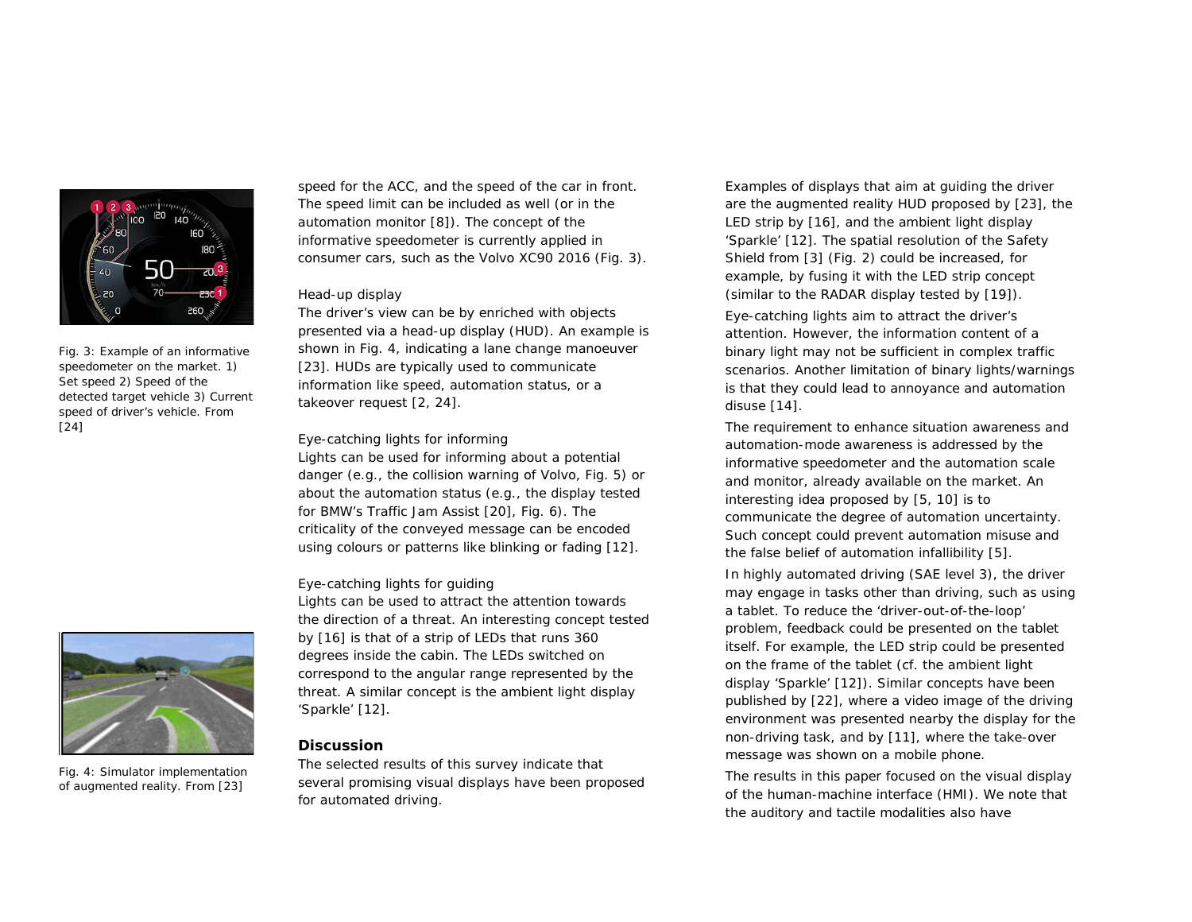Fig. 3: Example of an informative speedometer on the market. 1) Set speed 2) Speed of the detected target vehicle 3) Current speed of driver's vehicle. From [24]

Fig. 4: Simulator implementation of augmented reality. From [23]

speed for the ACC, and the speed of the car in front. The speed limit can be included as well (or in the automation monitor [8]). The concept of the informative speedometer is currently applied in consumer cars, such as the Volvo XC90 2016 (Fig. 3).

Head-up display

The driver's view can be by enriched with objects presented via a head-up display (HUD). An example is shown in Fig. 4, indicating a lane change manoeuver [23]. HUDs are typically used to communicate information like speed, automation status, or a takeover request [2, 24].

Eye-catching lights for informing

Lights can be used for informing about a potential danger (e.g., the collision warning of Volvo, Fig. 5) or about the automation status (e.g., the display tested for BMW's Traffic Jam Assist [20], Fig. 6). The criticality of the conveyed message can be encoded using colours or patterns like blinking or fading [12].

Eye-catching lights for guiding

Lights can be used to attract the attention towards the direction of a threat. An interesting concept tested by [16] is that of a strip of LEDs that runs 360 degrees inside the cabin. The LEDs switched on correspond to the angular range represented by the threat. A similar concept is the ambient light display 'Sparkle' [12].

## Discussion

The selected results of this survey indicate that several promising visual displays have been proposed for automated driving.

Examples of displays that aim at guiding the driver are the augmented reality HUD proposed by [23], the LED strip by [16], and the ambient light display 'Sparkle' [12]. The spatial resolution of the Safety Shield from [3] (Fig. 2) could be increased, for example, by fusing it with the LED strip concept (similar to the RADAR display tested by [19]).

Eye-catching lights aim to attract the driver's attention. However, the information content of a binary light may not be sufficient in complex traffic scenarios. Another limitation of binary lights/warnings is that they could lead to annoyance and automation disuse [14].

The requirement to enhance situation awareness and automation-mode awareness is addressed by the informative speedometer and the automation scale and monitor, already available on the market. An interesting idea proposed by [5, 10] is to communicate the degree of automation uncertainty. Such concept could prevent automation misuse and the false belief of automation infallibility [5].

In highly automated driving (SAE level 3), the driver may engage in tasks other than driving, such as using a tablet. To reduce the 'driver-out-of-the-loop' problem, feedback could be presented on the tablet itself. For example, the LED strip could be presented on the frame of the tablet (cf. the ambient light display 'Sparkle' [12]). Similar concepts have been published by [22], where a video image of the driving environment was presented nearby the display for the non-driving task, and by [11], where the take-over message was shown on a mobile phone.

The results in this paper focused on the visual display of the human-machine interface (HMI). We note that the auditory and tactile modalities also have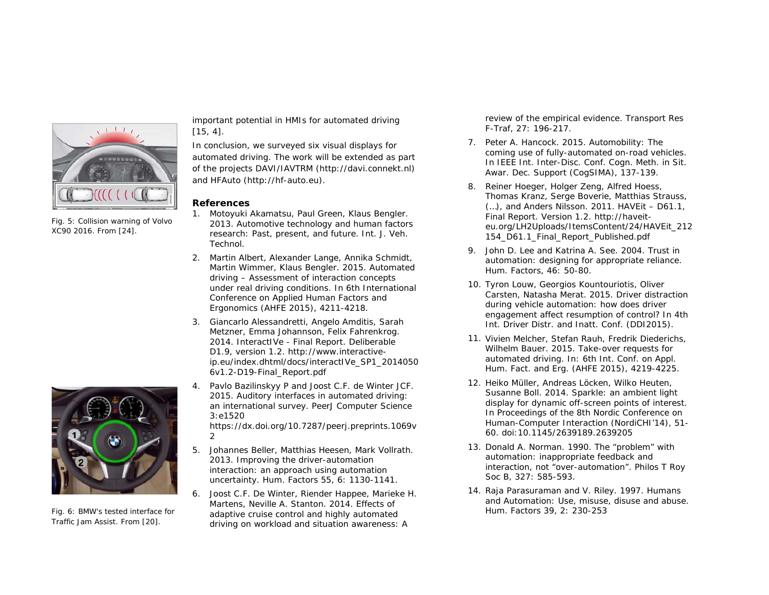Fig. 5: Collision warning of Volvo XC90 2016. From [24].

Fig. 6: BMW's tested interface for Traffic Jam Assist. From [20].

important potential in HMIs for automated driving [15, 4].

In conclusion, we surveyed six visual displays for automated driving. The work will be extended as part of the projects DAVI/IAVTRM (http://davi.connekt.nl) and HFAuto (http://hf-auto.eu).

### References

1. Motoyuki Akamatsu, Paul Green, Klaus Bengler. 2013. Automotive technology and human factors research: Past, present, and future. Int. J. Veh. Technol.
2. Martin Albert, Alexander Lange, Annika Schmidt, Martin Wimmer, Klaus Bengler. 2015. Automated driving – Assessment of interaction concepts under real driving conditions. In 6th International Conference on Applied Human Factors and Ergonomics (AHFE 2015), 4211-4218.
3. Giancarlo Alessandretti, Angelo Amditis, Sarah Metzner, Emma Johannson, Felix Fahrenkrog. 2014. InteractIVe - Final Report. Deliberable D1.9, version 1.2. http://www.interactive-ip.eu/index.dhtml/docs/interactIVe_SP1_20140506v1.2-D19-Final_Report.pdf
4. Pavlo Bazilinskyy P and Joost C.F. de Winter JCF. 2015. Auditory interfaces in automated driving: an international survey. PeerJ Computer Science 3:e1520 https://dx.doi.org/10.7287/peerj.preprints.1069v2
5. Johannes Beller, Matthias Heesen, Mark Vollrath. 2013. Improving the driver-automation interaction: an approach using automation uncertainty. Hum. Factors 55, 6: 1130-1141.
6. Joost C.F. De Winter, Riender Happee, Marieke H. Martens, Neville A. Stanton. 2014. Effects of adaptive cruise control and highly automated driving on workload and situation awareness: A review of the empirical evidence. Transport Res F-Traf, 27: 196-217.
7. Peter A. Hancock. 2015. Automobility: The coming use of fully-automated on-road vehicles. In IEEE Int. Inter-Disc. Conf. Cogn. Meth. in Sit. Awar. Dec. Support (CogSIMA), 137-139.
8. Reiner Hoeger, Holger Zeng, Alfred Hoess, Thomas Kranz, Serge Boverie, Matthias Strauss, (...), and Anders Nilsson. 2011. HAVEit – D61.1, Final Report. Version 1.2. http://haveit-eu.org/LH2Uploads/ItemsContent/24/HAVEit_212154_D61.1_Final_Report_Published.pdf
9. John D. Lee and Katrina A. See. 2004. Trust in automation: designing for appropriate reliance. Hum. Factors, 46: 50-80.
10. Tyron Louw, Georgios Kountouriotis, Oliver Carsten, Natasha Merat. 2015. Driver distraction during vehicle automation: how does driver engagement affect resumption of control? In 4th Int. Driver Distr. and Inatt. Conf. (DDI2015).
11. Vivien Melcher, Stefan Rauh, Fredrik Diederichs, Wilhelm Bauer. 2015. Take-over requests for automated driving. In: 6th Int. Conf. on Appl. Hum. Fact. and Erg. (AHFE 2015), 4219-4225.
12. Heiko Müller, Andreas Löcken, Wilko Heuten, Susanne Boll. 2014. Sparkle: an ambient light display for dynamic off-screen points of interest. In Proceedings of the 8th Nordic Conference on Human-Computer Interaction (NordiCHI'14), 51-60. doi:10.1145/2639189.2639205
13. Donald A. Norman. 1990. The "problem" with automation: inappropriate feedback and interaction, not "over-automation". Philos T Roy Soc B, 327: 585-593.
14. Raja Parasuraman and V. Riley. 1997. Humans and Automation: Use, misuse, disuse and abuse. Hum. Factors 39, 2: 230-253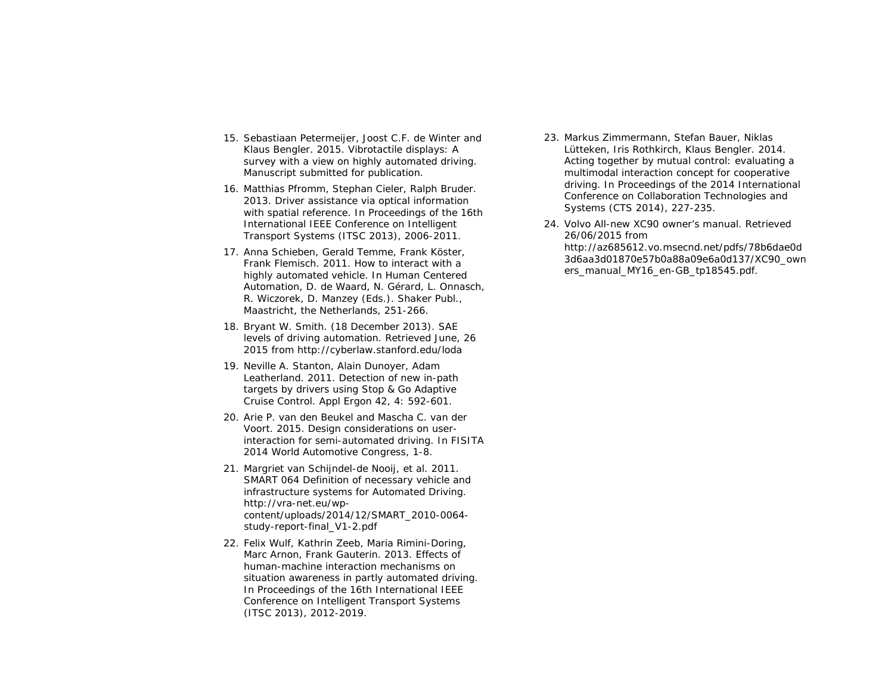15. Sebastiaan Petermeijer, Joost C.F. de Winter and Klaus Bengler. 2015. Vibrotactile displays: A survey with a view on highly automated driving. Manuscript submitted for publication.
16. Matthias Pfromm, Stephan Cieler, Ralph Bruder. 2013. Driver assistance via optical information with spatial reference. In Proceedings of the 16th International IEEE Conference on Intelligent Transport Systems (ITSC 2013), 2006-2011.
17. Anna Schieben, Gerald Temme, Frank Köster, Frank Flemisch. 2011. How to interact with a highly automated vehicle. In Human Centered Automation, D. de Waard, N. Gérard, L. Onnasch, R. Wiczorek, D. Manzey (Eds.). Shaker Publ., Maastricht, the Netherlands, 251-266.
18. Bryant W. Smith. (18 December 2013). SAE levels of driving automation. Retrieved June, 26 2015 from http://cyberlaw.stanford.edu/loda
19. Neville A. Stanton, Alain Dunoyer, Adam Leatherland. 2011. Detection of new in-path targets by drivers using Stop & Go Adaptive Cruise Control. Appl Ergon 42, 4: 592-601.
20. Arie P. van den Beukel and Mascha C. van der Voort. 2015. Design considerations on user-interaction for semi-automated driving. In FISITA 2014 World Automotive Congress, 1-8.
21. Margriet van Schijndel-de Nooij, et al. 2011. SMART 064 Definition of necessary vehicle and infrastructure systems for Automated Driving. http://vra-net.eu/wp-content/uploads/2014/12/SMART_2010-0064-study-report-final_V1-2.pdf
22. Felix Wulf, Kathrin Zeeb, Maria Rimini-Doring, Marc Arnon, Frank Gauterin. 2013. Effects of human-machine interaction mechanisms on situation awareness in partly automated driving. In Proceedings of the 16th International IEEE Conference on Intelligent Transport Systems (ITSC 2013), 2012-2019.
23. Markus Zimmermann, Stefan Bauer, Niklas Lütteken, Iris Rothkirch, Klaus Bengler. 2014. Acting together by mutual control: evaluating a multimodal interaction concept for cooperative driving. In Proceedings of the 2014 International Conference on Collaboration Technologies and Systems (CTS 2014), 227-235.
24. Volvo All-new XC90 owner's manual. Retrieved 26/06/2015 from http://az685612.vo.msecnd.net/pdfs/78b6dae0d3d6aa3d01870e57b0a88a09e6a0d137/XC90_owners_manual_MY16_en-GB_tp18545.pdf.